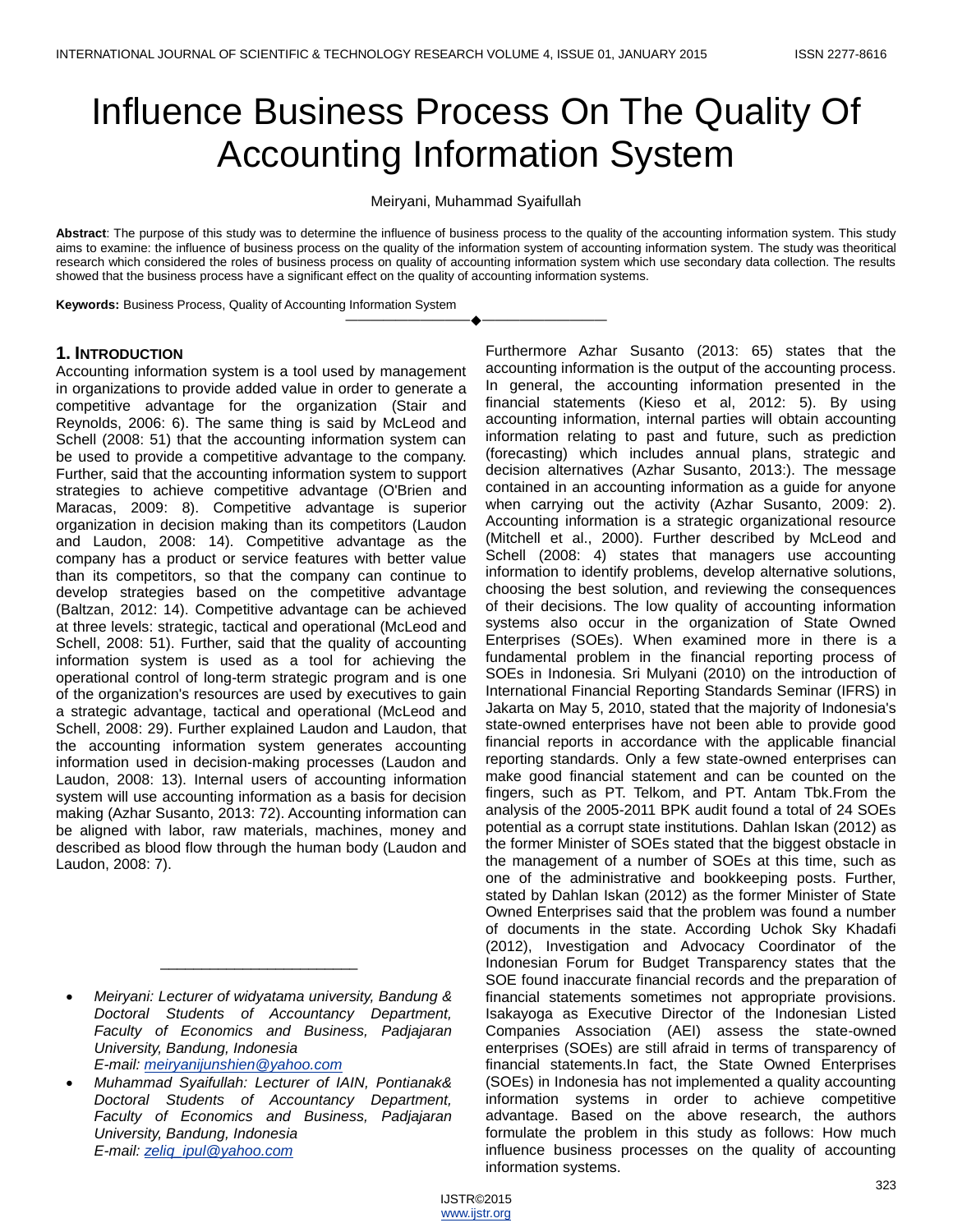# Influence Business Process On The Quality Of Accounting Information System

Meiryani, Muhammad Syaifullah

**Abstract**: The purpose of this study was to determine the influence of business process to the quality of the accounting information system. This study aims to examine: the influence of business process on the quality of the information system of accounting information system. The study was theoritical research which considered the roles of business process on quality of accounting information system which use secondary data collection. The results showed that the business process have a significant effect on the quality of accounting information systems.

**Keywords:** Business Process, Quality of Accounting Information System

---

- *Meiryani: Lecturer of widyatama university, Bandung & Doctoral Students of Accountancy Department, Faculty of Economics and Business, Padjajaran University, Bandung, Indonesia*
  *E-mail: meiryanijunshien@yahoo.com*
- *Muhammad Syaifullah: Lecturer of IAIN, Pontianak& Doctoral Students of Accountancy Department, Faculty of Economics and Business, Padjajaran University, Bandung, Indonesia*
  *E-mail: zeliq_ipul@yahoo.com*

## 1. Introduction

Accounting information system is a tool used by management in organizations to provide added value in order to generate a competitive advantage for the organization (Stair and Reynolds, 2006: 6). The same thing is said by McLeod and Schell (2008: 51) that the accounting information system can be used to provide a competitive advantage to the company. Further, said that the accounting information system to support strategies to achieve competitive advantage (O'Brien and Maracas, 2009: 8). Competitive advantage is superior organization in decision making than its competitors (Laudon and Laudon, 2008: 14). Competitive advantage as the company has a product or service features with better value than its competitors, so that the company can continue to develop strategies based on the competitive advantage (Baltzan, 2012: 14). Competitive advantage can be achieved at three levels: strategic, tactical and operational (McLeod and Schell, 2008: 51). Further, said that the quality of accounting information system is used as a tool for achieving the operational control of long-term strategic program and is one of the organization's resources are used by executives to gain a strategic advantage, tactical and operational (McLeod and Schell, 2008: 29). Further explained Laudon and Laudon, that the accounting information system generates accounting information used in decision-making processes (Laudon and Laudon, 2008: 13). Internal users of accounting information system will use accounting information as a basis for decision making (Azhar Susanto, 2013: 72). Accounting information can be aligned with labor, raw materials, machines, money and described as blood flow through the human body (Laudon and Laudon, 2008: 7).

Furthermore Azhar Susanto (2013: 65) states that the accounting information is the output of the accounting process. In general, the accounting information presented in the financial statements (Kieso et al, 2012: 5). By using accounting information, internal parties will obtain accounting information relating to past and future, such as prediction (forecasting) which includes annual plans, strategic and decision alternatives (Azhar Susanto, 2013:). The message contained in an accounting information as a guide for anyone when carrying out the activity (Azhar Susanto, 2009: 2). Accounting information is a strategic organizational resource (Mitchell et al., 2000). Further described by McLeod and Schell (2008: 4) states that managers use accounting information to identify problems, develop alternative solutions, choosing the best solution, and reviewing the consequences of their decisions. The low quality of accounting information systems also occur in the organization of State Owned Enterprises (SOEs). When examined more in there is a fundamental problem in the financial reporting process of SOEs in Indonesia. Sri Mulyani (2010) on the introduction of International Financial Reporting Standards Seminar (IFRS) in Jakarta on May 5, 2010, stated that the majority of Indonesia's state-owned enterprises have not been able to provide good financial reports in accordance with the applicable financial reporting standards. Only a few state-owned enterprises can make good financial statement and can be counted on the fingers, such as PT. Telkom, and PT. Antam Tbk.From the analysis of the 2005-2011 BPK audit found a total of 24 SOEs potential as a corrupt state institutions. Dahlan Iskan (2012) as the former Minister of SOEs stated that the biggest obstacle in the management of a number of SOEs at this time, such as one of the administrative and bookkeeping posts. Further, stated by Dahlan Iskan (2012) as the former Minister of State Owned Enterprises said that the problem was found a number of documents in the state. According Uchok Sky Khadafi (2012), Investigation and Advocacy Coordinator of the Indonesian Forum for Budget Transparency states that the SOE found inaccurate financial records and the preparation of financial statements sometimes not appropriate provisions. Isakayoga as Executive Director of the Indonesian Listed Companies Association (AEI) assess the state-owned enterprises (SOEs) are still afraid in terms of transparency of financial statements.In fact, the State Owned Enterprises (SOEs) in Indonesia has not implemented a quality accounting information systems in order to achieve competitive advantage. Based on the above research, the authors formulate the problem in this study as follows: How much influence business processes on the quality of accounting information systems.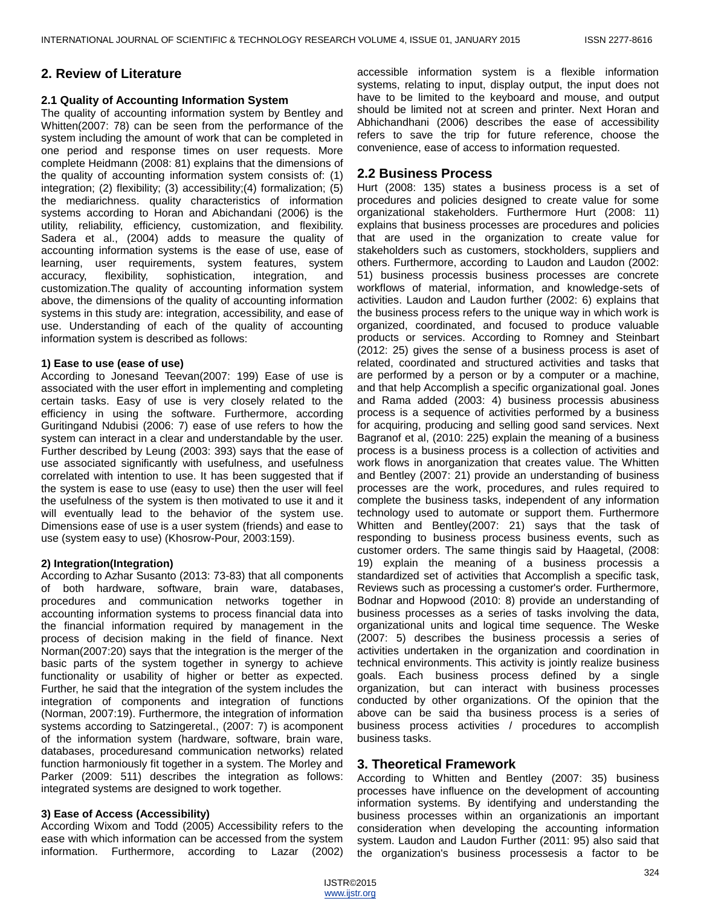## 2. Review of Literature

### 2.1 Quality of Accounting Information System

The quality of accounting information system by Bentley and Whitten(2007: 78) can be seen from the performance of the system including the amount of work that can be completed in one period and response times on user requests. More complete Heidmann (2008: 81) explains that the dimensions of the quality of accounting information system consists of: (1) integration; (2) flexibility; (3) accessibility;(4) formalization; (5) the mediarichness. quality characteristics of information systems according to Horan and Abichandani (2006) is the utility, reliability, efficiency, customization, and flexibility. Sadera et al., (2004) adds to measure the quality of accounting information systems is the ease of use, ease of learning, user requirements, system features, system accuracy, flexibility, sophistication, integration, and customization.The quality of accounting information system above, the dimensions of the quality of accounting information systems in this study are: integration, accessibility, and ease of use. Understanding of each of the quality of accounting information system is described as follows:

**1) Ease to use (ease of use)**

According to Jonesand Teevan(2007: 199) Ease of use is associated with the user effort in implementing and completing certain tasks. Easy of use is very closely related to the efficiency in using the software. Furthermore, according Guritingand Ndubisi (2006: 7) ease of use refers to how the system can interact in a clear and understandable by the user. Further described by Leung (2003: 393) says that the ease of use associated significantly with usefulness, and usefulness correlated with intention to use. It has been suggested that if the system is ease to use (easy to use) then the user will feel the usefulness of the system is then motivated to use it and it will eventually lead to the behavior of the system use. Dimensions ease of use is a user system (friends) and ease to use (system easy to use) (Khosrow-Pour, 2003:159).

**2) Integration(Integration)**

According to Azhar Susanto (2013: 73-83) that all components of both hardware, software, brain ware, databases, procedures and communication networks together in accounting information systems to process financial data into the financial information required by management in the process of decision making in the field of finance. Next Norman(2007:20) says that the integration is the merger of the basic parts of the system together in synergy to achieve functionality or usability of higher or better as expected. Further, he said that the integration of the system includes the integration of components and integration of functions (Norman, 2007:19). Furthermore, the integration of information systems according to Satzingeretal., (2007: 7) is acomponent of the information system (hardware, software, brain ware, databases, proceduresand communication networks) related function harmoniously fit together in a system. The Morley and Parker (2009: 511) describes the integration as follows: integrated systems are designed to work together.

**3) Ease of Access (Accessibility)**

According Wixom and Todd (2005) Accessibility refers to the ease with which information can be accessed from the system information. Furthermore, according to Lazar (2002) accessible information system is a flexible information systems, relating to input, display output, the input does not have to be limited to the keyboard and mouse, and output should be limited not at screen and printer. Next Horan and Abhichandhani (2006) describes the ease of accessibility refers to save the trip for future reference, choose the convenience, ease of access to information requested.

## 2.2 Business Process

Hurt (2008: 135) states a business process is a set of procedures and policies designed to create value for some organizational stakeholders. Furthermore Hurt (2008: 11) explains that business processes are procedures and policies that are used in the organization to create value for stakeholders such as customers, stockholders, suppliers and others. Furthermore, according to Laudon and Laudon (2002: 51) business processis business processes are concrete workflows of material, information, and knowledge-sets of activities. Laudon and Laudon further (2002: 6) explains that the business process refers to the unique way in which work is organized, coordinated, and focused to produce valuable products or services. According to Romney and Steinbart (2012: 25) gives the sense of a business process is aset of related, coordinated and structured activities and tasks that are performed by a person or by a computer or a machine, and that help Accomplish a specific organizational goal. Jones and Rama added (2003: 4) business processis abusiness process is a sequence of activities performed by a business for acquiring, producing and selling good sand services. Next Bagranof et al, (2010: 225) explain the meaning of a business process is a business process is a collection of activities and work flows in anorganization that creates value. The Whitten and Bentley (2007: 21) provide an understanding of business processes are the work, procedures, and rules required to complete the business tasks, independent of any information technology used to automate or support them. Furthermore Whitten and Bentley(2007: 21) says that the task of responding to business process business events, such as customer orders. The same thingis said by Haagetal, (2008: 19) explain the meaning of a business processis a standardized set of activities that Accomplish a specific task, Reviews such as processing a customer's order. Furthermore, Bodnar and Hopwood (2010: 8) provide an understanding of business processes as a series of tasks involving the data, organizational units and logical time sequence. The Weske (2007: 5) describes the business processis a series of activities undertaken in the organization and coordination in technical environments. This activity is jointly realize business goals. Each business process defined by a single organization, but can interact with business processes conducted by other organizations. Of the opinion that the above can be said tha business process is a series of business process activities / procedures to accomplish business tasks.

## 3. Theoretical Framework

According to Whitten and Bentley (2007: 35) business processes have influence on the development of accounting information systems. By identifying and understanding the business processes within an organizationis an important consideration when developing the accounting information system. Laudon and Laudon Further (2011: 95) also said that the organization's business processesis a factor to be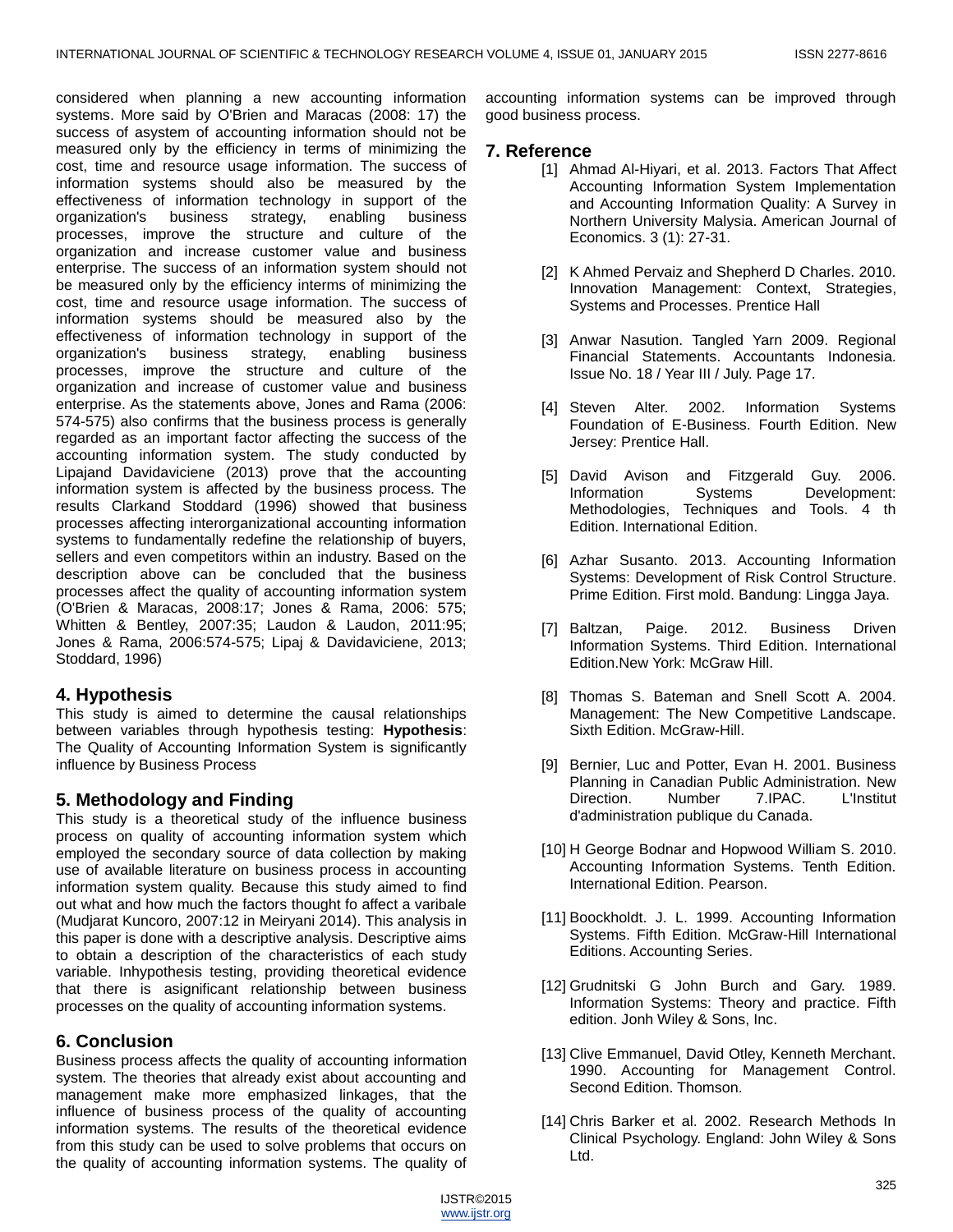considered when planning a new accounting information systems. More said by O'Brien and Maracas (2008: 17) the success of asystem of accounting information should not be measured only by the efficiency in terms of minimizing the cost, time and resource usage information. The success of information systems should also be measured by the effectiveness of information technology in support of the organization's business strategy, enabling business processes, improve the structure and culture of the organization and increase customer value and business enterprise. The success of an information system should not be measured only by the efficiency interms of minimizing the cost, time and resource usage information. The success of information systems should be measured also by the effectiveness of information technology in support of the organization's business strategy, enabling business processes, improve the structure and culture of the organization and increase of customer value and business enterprise. As the statements above, Jones and Rama (2006: 574-575) also confirms that the business process is generally regarded as an important factor affecting the success of the accounting information system. The study conducted by Lipajand Davidaviciene (2013) prove that the accounting information system is affected by the business process. The results Clarkand Stoddard (1996) showed that business processes affecting interorganizational accounting information systems to fundamentally redefine the relationship of buyers, sellers and even competitors within an industry. Based on the description above can be concluded that the business processes affect the quality of accounting information system (O'Brien & Maracas, 2008:17; Jones & Rama, 2006: 575; Whitten & Bentley, 2007:35; Laudon & Laudon, 2011:95; Jones & Rama, 2006:574-575; Lipaj & Davidaviciene, 2013; Stoddard, 1996)

## 4. Hypothesis

This study is aimed to determine the causal relationships between variables through hypothesis testing: **Hypothesis**: The Quality of Accounting Information System is significantly influence by Business Process

## 5. Methodology and Finding

This study is a theoretical study of the influence business process on quality of accounting information system which employed the secondary source of data collection by making use of available literature on business process in accounting information system quality. Because this study aimed to find out what and how much the factors thought fo affect a varibale (Mudjarat Kuncoro, 2007:12 in Meiryani 2014). This analysis in this paper is done with a descriptive analysis. Descriptive aims to obtain a description of the characteristics of each study variable. Inhypothesis testing, providing theoretical evidence that there is asignificant relationship between business processes on the quality of accounting information systems.

## 6. Conclusion

Business process affects the quality of accounting information system. The theories that already exist about accounting and management make more emphasized linkages, that the influence of business process of the quality of accounting information systems. The results of the theoretical evidence from this study can be used to solve problems that occurs on the quality of accounting information systems. The quality of accounting information systems can be improved through good business process.

## 7. Reference

[1] Ahmad Al-Hiyari, et al. 2013. Factors That Affect Accounting Information System Implementation and Accounting Information Quality: A Survey in Northern University Malysia. American Journal of Economics. 3 (1): 27-31.

[2] K Ahmed Pervaiz and Shepherd D Charles. 2010. Innovation Management: Context, Strategies, Systems and Processes. Prentice Hall

[3] Anwar Nasution. Tangled Yarn 2009. Regional Financial Statements. Accountants Indonesia. Issue No. 18 / Year III / July. Page 17.

[4] Steven Alter. 2002. Information Systems Foundation of E-Business. Fourth Edition. New Jersey: Prentice Hall.

[5] David Avison and Fitzgerald Guy. 2006. Information Systems Development: Methodologies, Techniques and Tools. 4 th Edition. International Edition.

[6] Azhar Susanto. 2013. Accounting Information Systems: Development of Risk Control Structure. Prime Edition. First mold. Bandung: Lingga Jaya.

[7] Baltzan, Paige. 2012. Business Driven Information Systems. Third Edition. International Edition.New York: McGraw Hill.

[8] Thomas S. Bateman and Snell Scott A. 2004. Management: The New Competitive Landscape. Sixth Edition. McGraw-Hill.

[9] Bernier, Luc and Potter, Evan H. 2001. Business Planning in Canadian Public Administration. New Direction. Number 7.IPAC. L'Institut d'administration publique du Canada.

[10] H George Bodnar and Hopwood William S. 2010. Accounting Information Systems. Tenth Edition. International Edition. Pearson.

[11] Boockholdt. J. L. 1999. Accounting Information Systems. Fifth Edition. McGraw-Hill International Editions. Accounting Series.

[12] Grudnitski G John Burch and Gary. 1989. Information Systems: Theory and practice. Fifth edition. Jonh Wiley & Sons, Inc.

[13] Clive Emmanuel, David Otley, Kenneth Merchant. 1990. Accounting for Management Control. Second Edition. Thomson.

[14] Chris Barker et al. 2002. Research Methods In Clinical Psychology. England: John Wiley & Sons Ltd.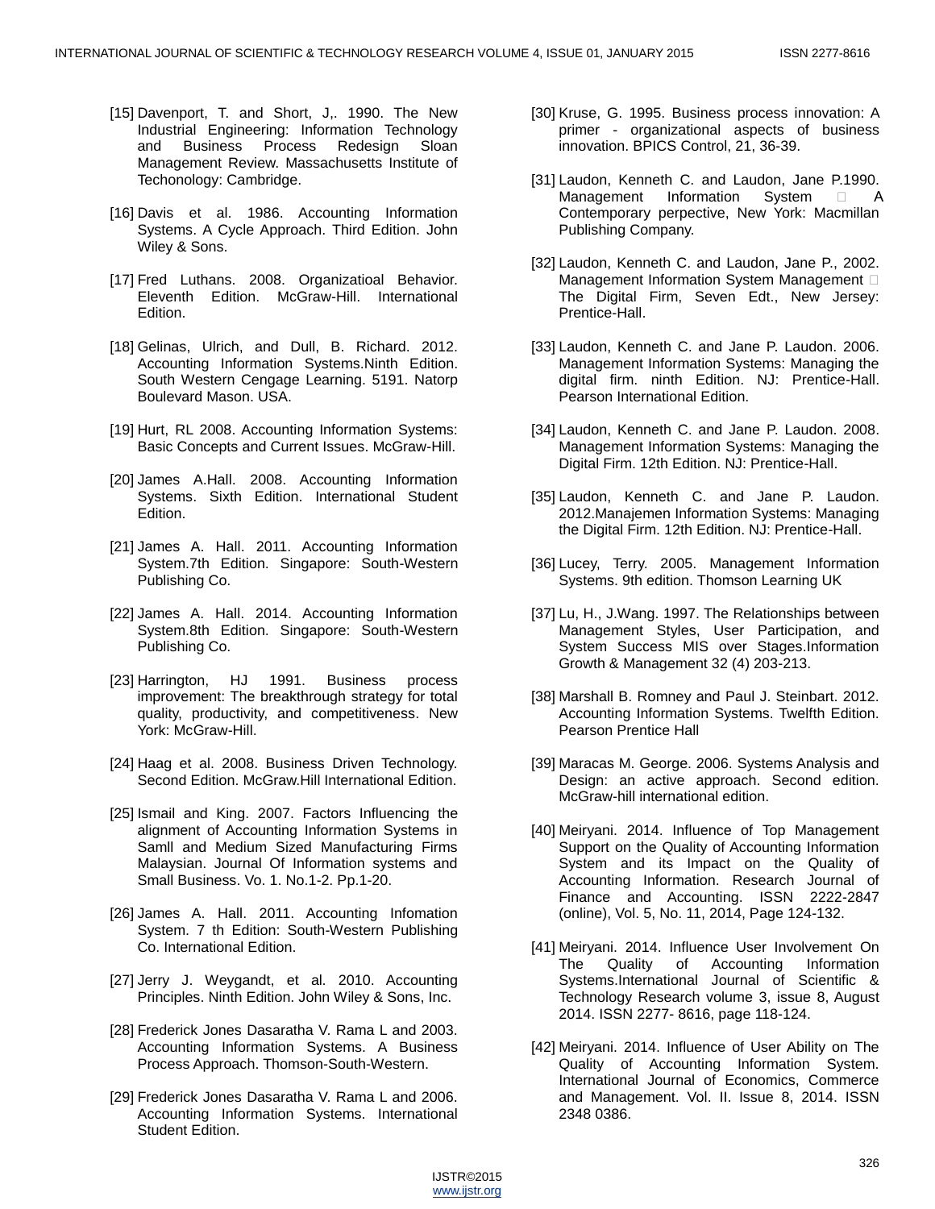[15] Davenport, T. and Short, J,. 1990. The New Industrial Engineering: Information Technology and Business Process Redesign Sloan Management Review. Massachusetts Institute of Techonology: Cambridge.

[16] Davis et al. 1986. Accounting Information Systems. A Cycle Approach. Third Edition. John Wiley & Sons.

[17] Fred Luthans. 2008. Organizatioal Behavior. Eleventh Edition. McGraw-Hill. International Edition.

[18] Gelinas, Ulrich, and Dull, B. Richard. 2012. Accounting Information Systems.Ninth Edition. South Western Cengage Learning. 5191. Natorp Boulevard Mason. USA.

[19] Hurt, RL 2008. Accounting Information Systems: Basic Concepts and Current Issues. McGraw-Hill.

[20] James A.Hall. 2008. Accounting Information Systems. Sixth Edition. International Student Edition.

[21] James A. Hall. 2011. Accounting Information System.7th Edition. Singapore: South-Western Publishing Co.

[22] James A. Hall. 2014. Accounting Information System.8th Edition. Singapore: South-Western Publishing Co.

[23] Harrington, HJ 1991. Business process improvement: The breakthrough strategy for total quality, productivity, and competitiveness. New York: McGraw-Hill.

[24] Haag et al. 2008. Business Driven Technology. Second Edition. McGraw.Hill International Edition.

[25] Ismail and King. 2007. Factors Influencing the alignment of Accounting Information Systems in Samll and Medium Sized Manufacturing Firms Malaysian. Journal Of Information systems and Small Business. Vo. 1. No.1-2. Pp.1-20.

[26] James A. Hall. 2011. Accounting Infomation System. 7 th Edition: South-Western Publishing Co. International Edition.

[27] Jerry J. Weygandt, et al. 2010. Accounting Principles. Ninth Edition. John Wiley & Sons, Inc.

[28] Frederick Jones Dasaratha V. Rama L and 2003. Accounting Information Systems. A Business Process Approach. Thomson-South-Western.

[29] Frederick Jones Dasaratha V. Rama L and 2006. Accounting Information Systems. International Student Edition.

[30] Kruse, G. 1995. Business process innovation: A primer - organizational aspects of business innovation. BPICS Control, 21, 36-39.

[31] Laudon, Kenneth C. and Laudon, Jane P.1990. Management Information System  A Contemporary perpective, New York: Macmillan Publishing Company.

[32] Laudon, Kenneth C. and Laudon, Jane P., 2002. Management Information System Management  The Digital Firm, Seven Edt., New Jersey: Prentice-Hall.

[33] Laudon, Kenneth C. and Jane P. Laudon. 2006. Management Information Systems: Managing the digital firm. ninth Edition. NJ: Prentice-Hall. Pearson International Edition.

[34] Laudon, Kenneth C. and Jane P. Laudon. 2008. Management Information Systems: Managing the Digital Firm. 12th Edition. NJ: Prentice-Hall.

[35] Laudon, Kenneth C. and Jane P. Laudon. 2012.Manajemen Information Systems: Managing the Digital Firm. 12th Edition. NJ: Prentice-Hall.

[36] Lucey, Terry. 2005. Management Information Systems. 9th edition. Thomson Learning UK

[37] Lu, H., J.Wang. 1997. The Relationships between Management Styles, User Participation, and System Success MIS over Stages.Information Growth & Management 32 (4) 203-213.

[38] Marshall B. Romney and Paul J. Steinbart. 2012. Accounting Information Systems. Twelfth Edition. Pearson Prentice Hall

[39] Maracas M. George. 2006. Systems Analysis and Design: an active approach. Second edition. McGraw-hill international edition.

[40] Meiryani. 2014. Influence of Top Management Support on the Quality of Accounting Information System and its Impact on the Quality of Accounting Information. Research Journal of Finance and Accounting. ISSN 2222-2847 (online), Vol. 5, No. 11, 2014, Page 124-132.

[41] Meiryani. 2014. Influence User Involvement On The Quality of Accounting Information Systems.International Journal of Scientific & Technology Research volume 3, issue 8, August 2014. ISSN 2277- 8616, page 118-124.

[42] Meiryani. 2014. Influence of User Ability on The Quality of Accounting Information System. International Journal of Economics, Commerce and Management. Vol. II. Issue 8, 2014. ISSN 2348 0386.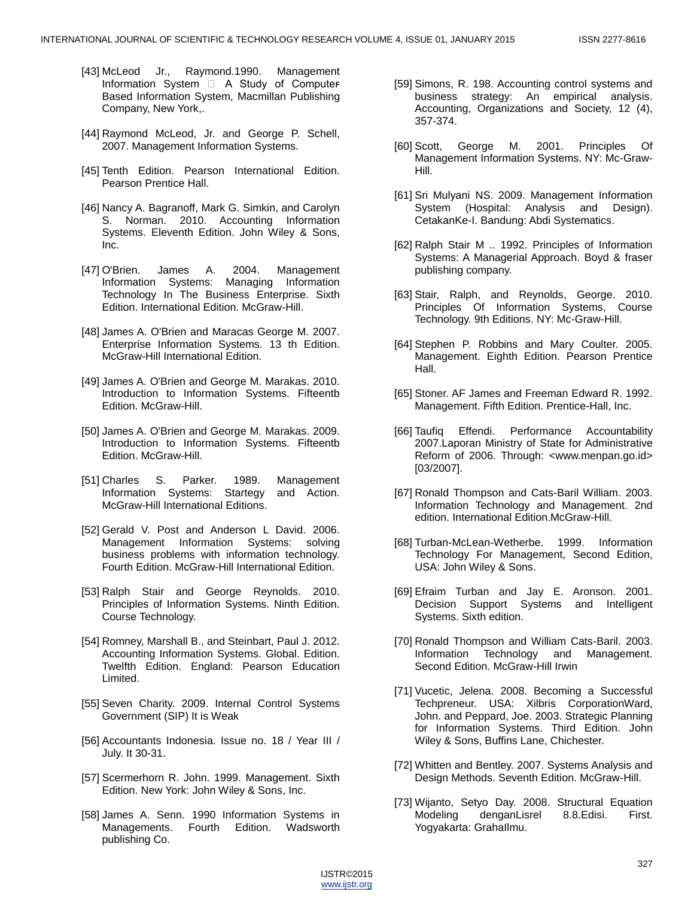[43] McLeod Jr., Raymond.1990. Management Information System  A Study of Computer Based Information System, Macmillan Publishing Company, New York,.

[44] Raymond McLeod, Jr. and George P. Schell, 2007. Management Information Systems.

[45] Tenth Edition. Pearson International Edition. Pearson Prentice Hall.

[46] Nancy A. Bagranoff, Mark G. Simkin, and Carolyn S. Norman. 2010. Accounting Information Systems. Eleventh Edition. John Wiley & Sons, Inc.

[47] O'Brien. James A. 2004. Management Information Systems: Managing Information Technology In The Business Enterprise. Sixth Edition. International Edition. McGraw-Hill.

[48] James A. O'Brien and Maracas George M. 2007. Enterprise Information Systems. 13 th Edition. McGraw-Hill International Edition.

[49] James A. O'Brien and George M. Marakas. 2010. Introduction to Information Systems. Fifteentb Edition. McGraw-Hill.

[50] James A. O'Brien and George M. Marakas. 2009. Introduction to Information Systems. Fifteentb Edition. McGraw-Hill.

[51] Charles S. Parker. 1989. Management Information Systems: Startegy and Action. McGraw-Hill International Editions.

[52] Gerald V. Post and Anderson L David. 2006. Management Information Systems: solving business problems with information technology. Fourth Edition. McGraw-Hill International Edition.

[53] Ralph Stair and George Reynolds. 2010. Principles of Information Systems. Ninth Edition. Course Technology.

[54] Romney, Marshall B., and Steinbart, Paul J. 2012. Accounting Information Systems. Global. Edition. Twelfth Edition. England: Pearson Education Limited.

[55] Seven Charity. 2009. Internal Control Systems Government (SIP) It is Weak

[56] Accountants Indonesia. Issue no. 18 / Year III / July. It 30-31.

[57] Scermerhorn R. John. 1999. Management. Sixth Edition. New York: John Wiley & Sons, Inc.

[58] James A. Senn. 1990 Information Systems in Managements. Fourth Edition. Wadsworth publishing Co.

[59] Simons, R. 198. Accounting control systems and business strategy: An empirical analysis. Accounting, Organizations and Society, 12 (4), 357-374.

[60] Scott, George M. 2001. Principles Of Management Information Systems. NY: Mc-Graw-Hill.

[61] Sri Mulyani NS. 2009. Management Information System (Hospital: Analysis and Design). CetakanKe-I. Bandung: Abdi Systematics.

[62] Ralph Stair M .. 1992. Principles of Information Systems: A Managerial Approach. Boyd & fraser publishing company.

[63] Stair, Ralph, and Reynolds, George. 2010. Principles Of Information Systems, Course Technology. 9th Editions. NY: Mc-Graw-Hill.

[64] Stephen P. Robbins and Mary Coulter. 2005. Management. Eighth Edition. Pearson Prentice Hall.

[65] Stoner. AF James and Freeman Edward R. 1992. Management. Fifth Edition. Prentice-Hall, Inc.

[66] Taufiq Effendi. Performance Accountability 2007.Laporan Ministry of State for Administrative Reform of 2006. Through: <www.menpan.go.id> [03/2007].

[67] Ronald Thompson and Cats-Baril William. 2003. Information Technology and Management. 2nd edition. International Edition.McGraw-Hill.

[68] Turban-McLean-Wetherbe. 1999. Information Technology For Management, Second Edition, USA: John Wiley & Sons.

[69] Efraim Turban and Jay E. Aronson. 2001. Decision Support Systems and Intelligent Systems. Sixth edition.

[70] Ronald Thompson and William Cats-Baril. 2003. Information Technology and Management. Second Edition. McGraw-Hill Irwin

[71] Vucetic, Jelena. 2008. Becoming a Successful Techpreneur. USA: Xilbris CorporationWard, John. and Peppard, Joe. 2003. Strategic Planning for Information Systems. Third Edition. John Wiley & Sons, Buffins Lane, Chichester.

[72] Whitten and Bentley. 2007. Systems Analysis and Design Methods. Seventh Edition. McGraw-Hill.

[73] Wijanto, Setyo Day. 2008. Structural Equation Modeling denganLisrel 8.8.Edisi. First. Yogyakarta: GrahaIlmu.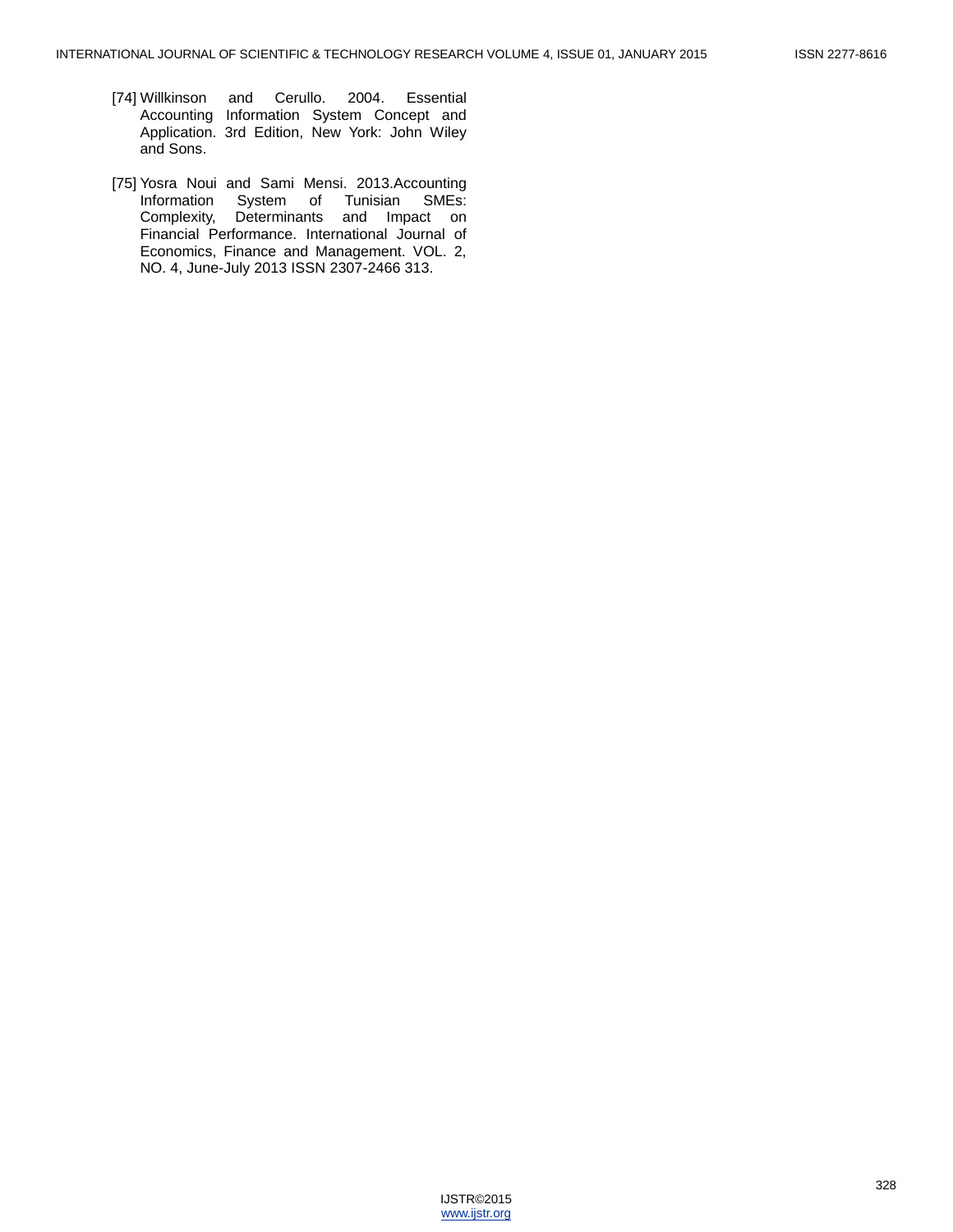[74] Willkinson and Cerullo. 2004. Essential Accounting Information System Concept and Application. 3rd Edition, New York: John Wiley and Sons.

[75] Yosra Noui and Sami Mensi. 2013.Accounting Information System of Tunisian SMEs: Complexity, Determinants and Impact on Financial Performance. International Journal of Economics, Finance and Management. VOL. 2, NO. 4, June-July 2013 ISSN 2307-2466 313.